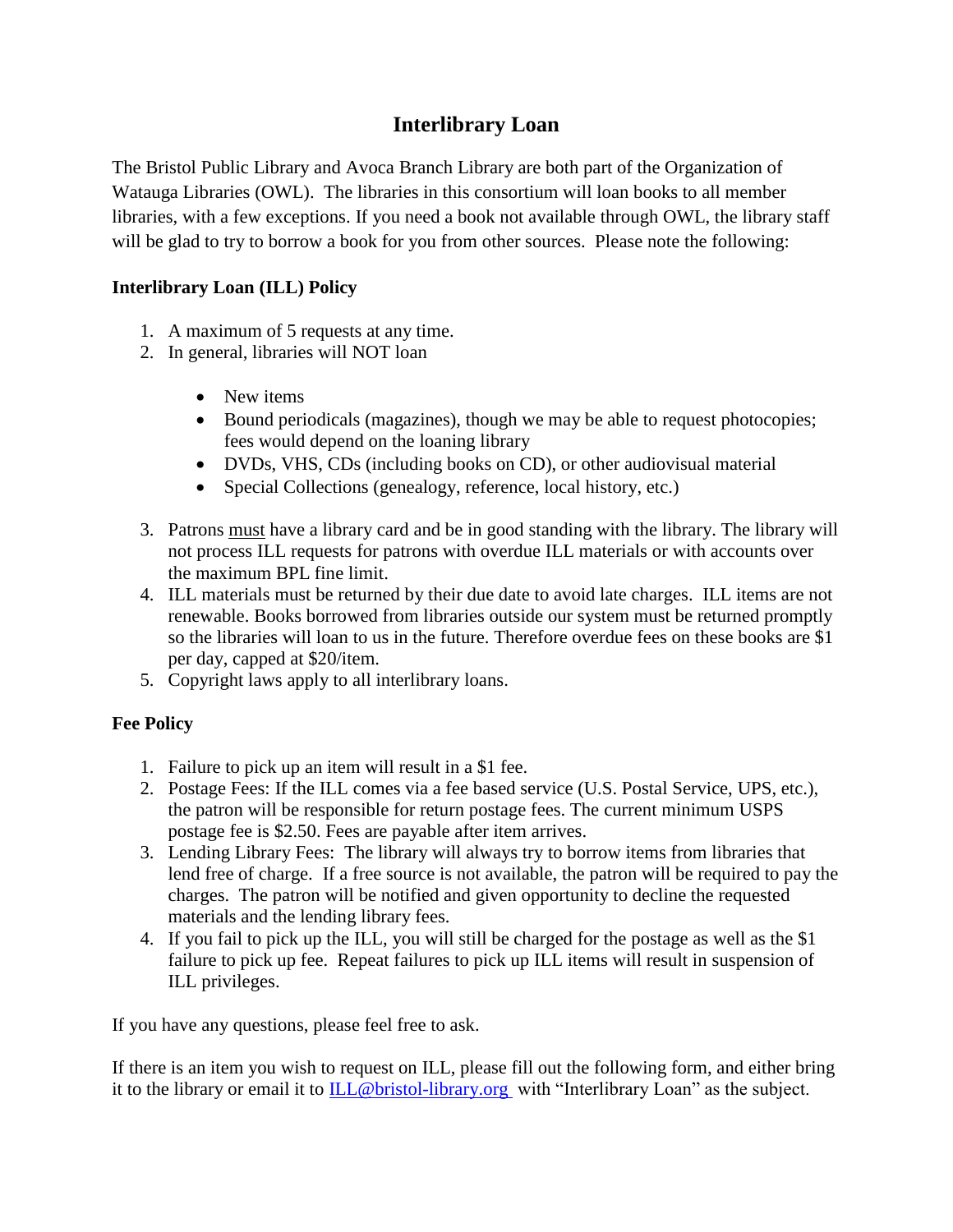# Interlibrary Loan

The Bristol Public Library and Avoca Branch Library are both part of the Organization of Watauga Libraries (OWL). The libraries in this consortium will loan books to all member libraries, with a few exceptions. If you need a book not available through OWL, the library staff will be glad to try to borrow a book for you from other sources. Please note the following:

### Interlibrary Loan (ILL) Policy

1. A maximum of 5 requests at any time.
2. In general, libraries will NOT loan
   - New items
   - Bound periodicals (magazines), though we may be able to request photocopies; fees would depend on the loaning library
   - DVDs, VHS, CDs (including books on CD), or other audiovisual material
   - Special Collections (genealogy, reference, local history, etc.)
3. Patrons must have a library card and be in good standing with the library. The library will not process ILL requests for patrons with overdue ILL materials or with accounts over the maximum BPL fine limit.
4. ILL materials must be returned by their due date to avoid late charges. ILL items are not renewable. Books borrowed from libraries outside our system must be returned promptly so the libraries will loan to us in the future. Therefore overdue fees on these books are $1 per day, capped at $20/item.
5. Copyright laws apply to all interlibrary loans.

### Fee Policy

1. Failure to pick up an item will result in a $1 fee.
2. Postage Fees: If the ILL comes via a fee based service (U.S. Postal Service, UPS, etc.), the patron will be responsible for return postage fees. The current minimum USPS postage fee is $2.50. Fees are payable after item arrives.
3. Lending Library Fees: The library will always try to borrow items from libraries that lend free of charge. If a free source is not available, the patron will be required to pay the charges. The patron will be notified and given opportunity to decline the requested materials and the lending library fees.
4. If you fail to pick up the ILL, you will still be charged for the postage as well as the $1 failure to pick up fee. Repeat failures to pick up ILL items will result in suspension of ILL privileges.

If you have any questions, please feel free to ask.

If there is an item you wish to request on ILL, please fill out the following form, and either bring it to the library or email it to ILL@bristol-library.org with "Interlibrary Loan" as the subject.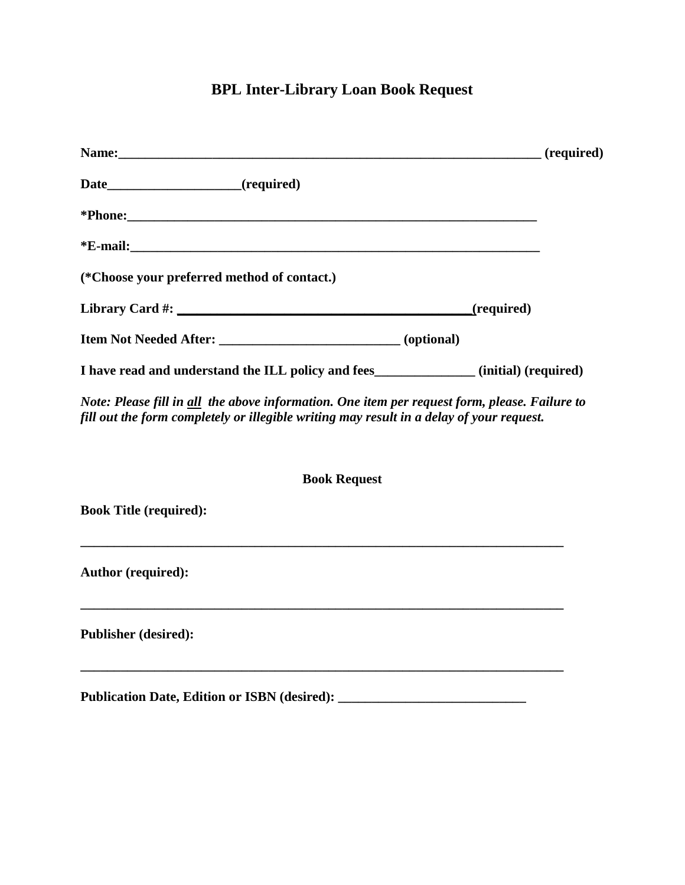# BPL Inter-Library Loan Book Request

**Name:_________________________________________________________________ (required)**

**Date____________________(required)**

***Phone:_______________________________________________________________**

***E-mail:_______________________________________________________________**

**(*Choose your preferred method of contact.)**

**Library Card #: _____________________________________________(required)**

**Item Not Needed After: ___________________________ (optional)**

**I have read and understand the ILL policy and fees_______________ (initial) (required)**

***Note: Please fill in all the above information. One item per request form, please. Failure to fill out the form completely or illegible writing may result in a delay of your request.***

## Book Request

**Book Title (required):**

**___________________________________________________________________________**

**Author (required):**

**___________________________________________________________________________**

**Publisher (desired):**

**___________________________________________________________________________**

**Publication Date, Edition or ISBN (desired): ____________________________**